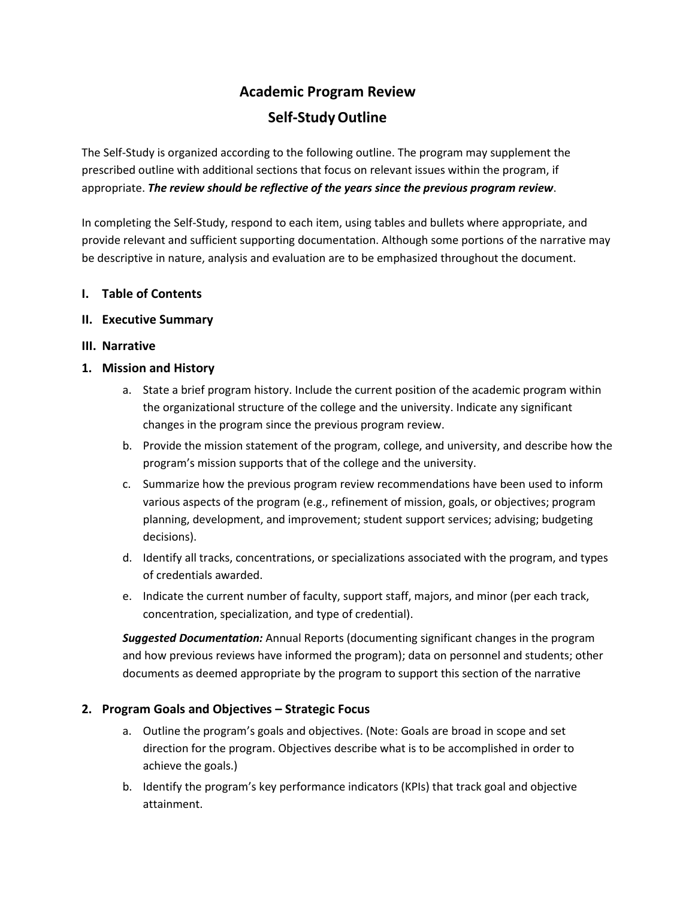# Academic Program Review
## Self-Study Outline

The Self-Study is organized according to the following outline. The program may supplement the prescribed outline with additional sections that focus on relevant issues within the program, if appropriate. ***The review should be reflective of the years since the previous program review***.

In completing the Self-Study, respond to each item, using tables and bullets where appropriate, and provide relevant and sufficient supporting documentation. Although some portions of the narrative may be descriptive in nature, analysis and evaluation are to be emphasized throughout the document.

**I. Table of Contents**

**II. Executive Summary**

**III. Narrative**

**1. Mission and History**

a. State a brief program history. Include the current position of the academic program within the organizational structure of the college and the university. Indicate any significant changes in the program since the previous program review.

b. Provide the mission statement of the program, college, and university, and describe how the program's mission supports that of the college and the university.

c. Summarize how the previous program review recommendations have been used to inform various aspects of the program (e.g., refinement of mission, goals, or objectives; program planning, development, and improvement; student support services; advising; budgeting decisions).

d. Identify all tracks, concentrations, or specializations associated with the program, and types of credentials awarded.

e. Indicate the current number of faculty, support staff, majors, and minor (per each track, concentration, specialization, and type of credential).

***Suggested Documentation:*** Annual Reports (documenting significant changes in the program and how previous reviews have informed the program); data on personnel and students; other documents as deemed appropriate by the program to support this section of the narrative

**2. Program Goals and Objectives – Strategic Focus**

a. Outline the program's goals and objectives. (Note: Goals are broad in scope and set direction for the program. Objectives describe what is to be accomplished in order to achieve the goals.)

b. Identify the program's key performance indicators (KPIs) that track goal and objective attainment.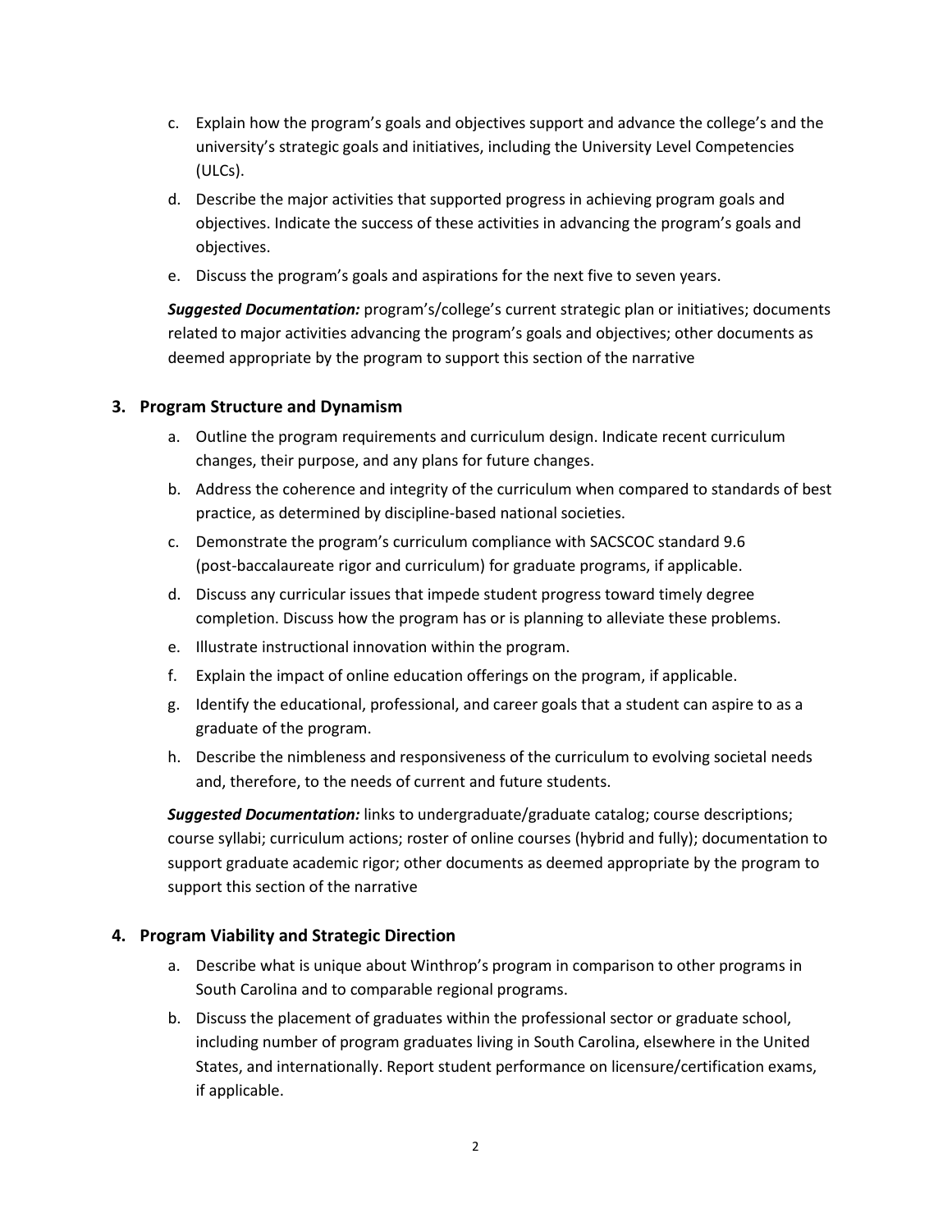c. Explain how the program's goals and objectives support and advance the college's and the university's strategic goals and initiatives, including the University Level Competencies (ULCs).
d. Describe the major activities that supported progress in achieving program goals and objectives. Indicate the success of these activities in advancing the program's goals and objectives.
e. Discuss the program's goals and aspirations for the next five to seven years.

***Suggested Documentation:*** program's/college's current strategic plan or initiatives; documents related to major activities advancing the program's goals and objectives; other documents as deemed appropriate by the program to support this section of the narrative

### 3. Program Structure and Dynamism

a. Outline the program requirements and curriculum design. Indicate recent curriculum changes, their purpose, and any plans for future changes.
b. Address the coherence and integrity of the curriculum when compared to standards of best practice, as determined by discipline-based national societies.
c. Demonstrate the program's curriculum compliance with SACSCOC standard 9.6 (post-baccalaureate rigor and curriculum) for graduate programs, if applicable.
d. Discuss any curricular issues that impede student progress toward timely degree completion. Discuss how the program has or is planning to alleviate these problems.
e. Illustrate instructional innovation within the program.
f. Explain the impact of online education offerings on the program, if applicable.
g. Identify the educational, professional, and career goals that a student can aspire to as a graduate of the program.
h. Describe the nimbleness and responsiveness of the curriculum to evolving societal needs and, therefore, to the needs of current and future students.

***Suggested Documentation:*** links to undergraduate/graduate catalog; course descriptions; course syllabi; curriculum actions; roster of online courses (hybrid and fully); documentation to support graduate academic rigor; other documents as deemed appropriate by the program to support this section of the narrative

### 4. Program Viability and Strategic Direction

a. Describe what is unique about Winthrop's program in comparison to other programs in South Carolina and to comparable regional programs.
b. Discuss the placement of graduates within the professional sector or graduate school, including number of program graduates living in South Carolina, elsewhere in the United States, and internationally. Report student performance on licensure/certification exams, if applicable.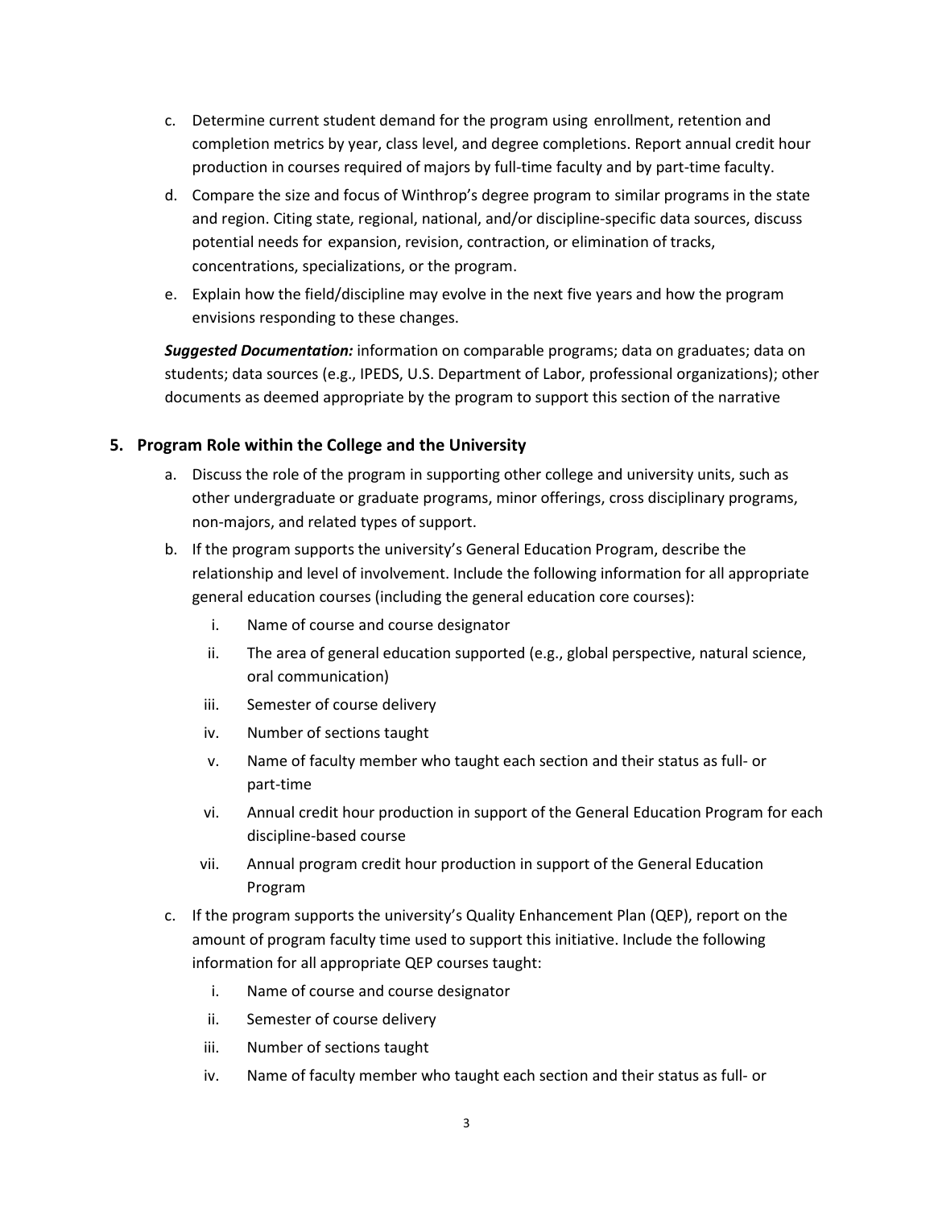c. Determine current student demand for the program using enrollment, retention and completion metrics by year, class level, and degree completions. Report annual credit hour production in courses required of majors by full-time faculty and by part-time faculty.

d. Compare the size and focus of Winthrop's degree program to similar programs in the state and region. Citing state, regional, national, and/or discipline-specific data sources, discuss potential needs for expansion, revision, contraction, or elimination of tracks, concentrations, specializations, or the program.

e. Explain how the field/discipline may evolve in the next five years and how the program envisions responding to these changes.

***Suggested Documentation:*** information on comparable programs; data on graduates; data on students; data sources (e.g., IPEDS, U.S. Department of Labor, professional organizations); other documents as deemed appropriate by the program to support this section of the narrative

## 5. Program Role within the College and the University

a. Discuss the role of the program in supporting other college and university units, such as other undergraduate or graduate programs, minor offerings, cross disciplinary programs, non-majors, and related types of support.

b. If the program supports the university's General Education Program, describe the relationship and level of involvement. Include the following information for all appropriate general education courses (including the general education core courses):

   i. Name of course and course designator
   ii. The area of general education supported (e.g., global perspective, natural science, oral communication)
   iii. Semester of course delivery
   iv. Number of sections taught
   v. Name of faculty member who taught each section and their status as full- or part-time
   vi. Annual credit hour production in support of the General Education Program for each discipline-based course
   vii. Annual program credit hour production in support of the General Education Program

c. If the program supports the university's Quality Enhancement Plan (QEP), report on the amount of program faculty time used to support this initiative. Include the following information for all appropriate QEP courses taught:

   i. Name of course and course designator
   ii. Semester of course delivery
   iii. Number of sections taught
   iv. Name of faculty member who taught each section and their status as full- or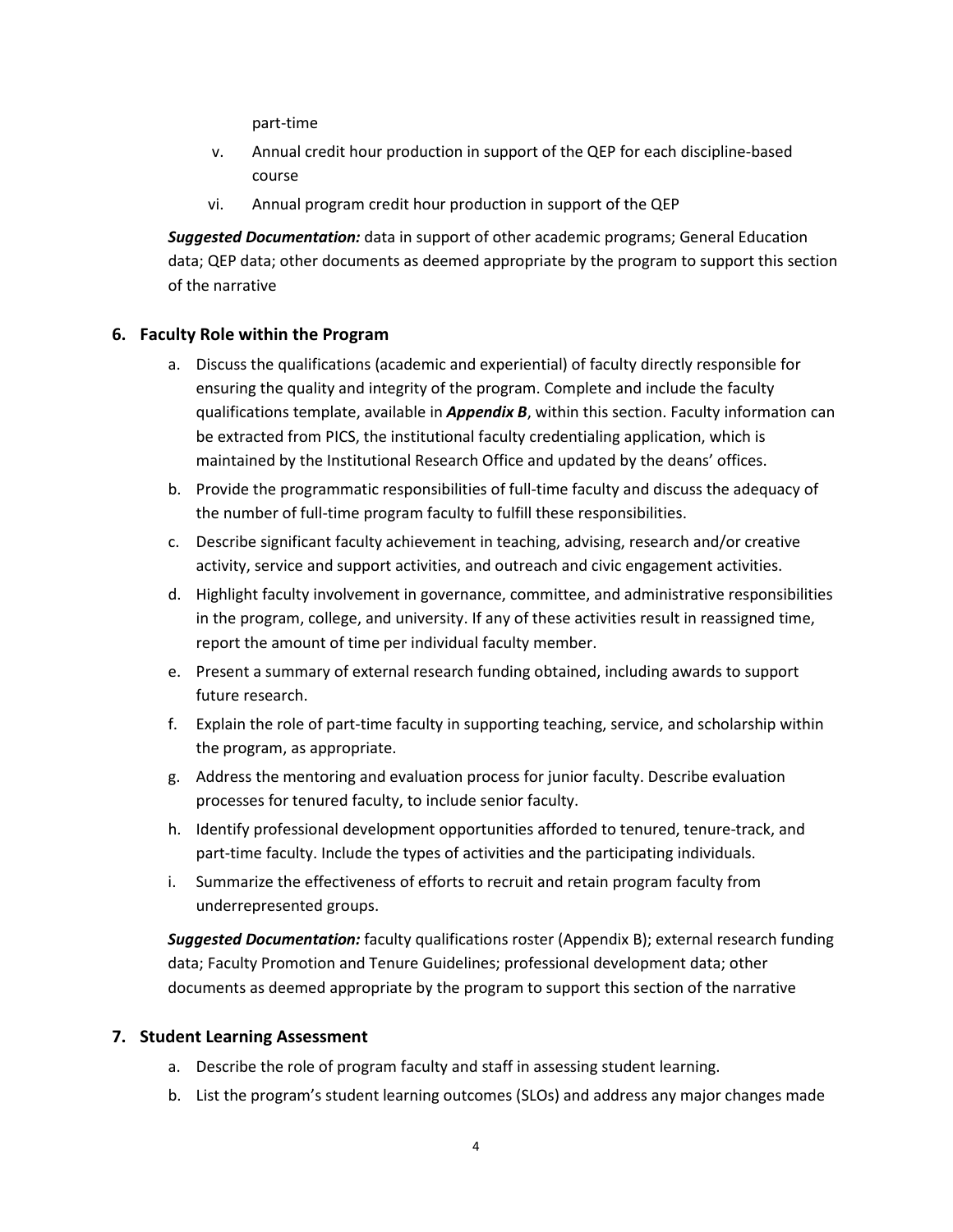part-time

v. Annual credit hour production in support of the QEP for each discipline-based course

vi. Annual program credit hour production in support of the QEP

***Suggested Documentation:*** data in support of other academic programs; General Education data; QEP data; other documents as deemed appropriate by the program to support this section of the narrative

## 6. Faculty Role within the Program

a. Discuss the qualifications (academic and experiential) of faculty directly responsible for ensuring the quality and integrity of the program. Complete and include the faculty qualifications template, available in ***Appendix B***, within this section. Faculty information can be extracted from PICS, the institutional faculty credentialing application, which is maintained by the Institutional Research Office and updated by the deans' offices.

b. Provide the programmatic responsibilities of full-time faculty and discuss the adequacy of the number of full-time program faculty to fulfill these responsibilities.

c. Describe significant faculty achievement in teaching, advising, research and/or creative activity, service and support activities, and outreach and civic engagement activities.

d. Highlight faculty involvement in governance, committee, and administrative responsibilities in the program, college, and university. If any of these activities result in reassigned time, report the amount of time per individual faculty member.

e. Present a summary of external research funding obtained, including awards to support future research.

f. Explain the role of part-time faculty in supporting teaching, service, and scholarship within the program, as appropriate.

g. Address the mentoring and evaluation process for junior faculty. Describe evaluation processes for tenured faculty, to include senior faculty.

h. Identify professional development opportunities afforded to tenured, tenure-track, and part-time faculty. Include the types of activities and the participating individuals.

i. Summarize the effectiveness of efforts to recruit and retain program faculty from underrepresented groups.

***Suggested Documentation:*** faculty qualifications roster (Appendix B); external research funding data; Faculty Promotion and Tenure Guidelines; professional development data; other documents as deemed appropriate by the program to support this section of the narrative

## 7. Student Learning Assessment

a. Describe the role of program faculty and staff in assessing student learning.

b. List the program's student learning outcomes (SLOs) and address any major changes made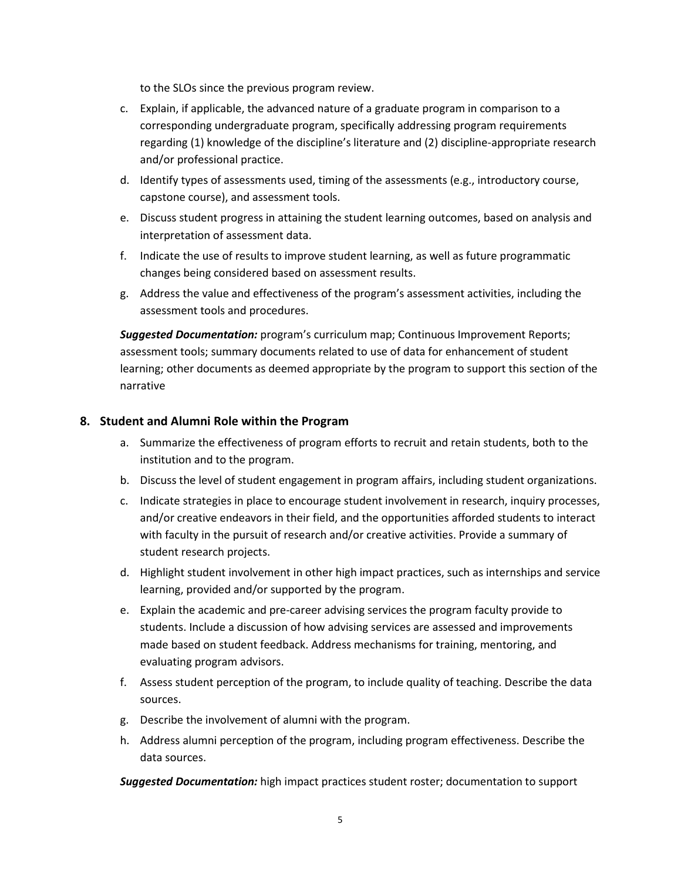to the SLOs since the previous program review.

c. Explain, if applicable, the advanced nature of a graduate program in comparison to a corresponding undergraduate program, specifically addressing program requirements regarding (1) knowledge of the discipline's literature and (2) discipline-appropriate research and/or professional practice.
d. Identify types of assessments used, timing of the assessments (e.g., introductory course, capstone course), and assessment tools.
e. Discuss student progress in attaining the student learning outcomes, based on analysis and interpretation of assessment data.
f. Indicate the use of results to improve student learning, as well as future programmatic changes being considered based on assessment results.
g. Address the value and effectiveness of the program's assessment activities, including the assessment tools and procedures.

***Suggested Documentation:*** program's curriculum map; Continuous Improvement Reports; assessment tools; summary documents related to use of data for enhancement of student learning; other documents as deemed appropriate by the program to support this section of the narrative

## 8. Student and Alumni Role within the Program

a. Summarize the effectiveness of program efforts to recruit and retain students, both to the institution and to the program.
b. Discuss the level of student engagement in program affairs, including student organizations.
c. Indicate strategies in place to encourage student involvement in research, inquiry processes, and/or creative endeavors in their field, and the opportunities afforded students to interact with faculty in the pursuit of research and/or creative activities. Provide a summary of student research projects.
d. Highlight student involvement in other high impact practices, such as internships and service learning, provided and/or supported by the program.
e. Explain the academic and pre-career advising services the program faculty provide to students. Include a discussion of how advising services are assessed and improvements made based on student feedback. Address mechanisms for training, mentoring, and evaluating program advisors.
f. Assess student perception of the program, to include quality of teaching. Describe the data sources.
g. Describe the involvement of alumni with the program.
h. Address alumni perception of the program, including program effectiveness. Describe the data sources.

***Suggested Documentation:*** high impact practices student roster; documentation to support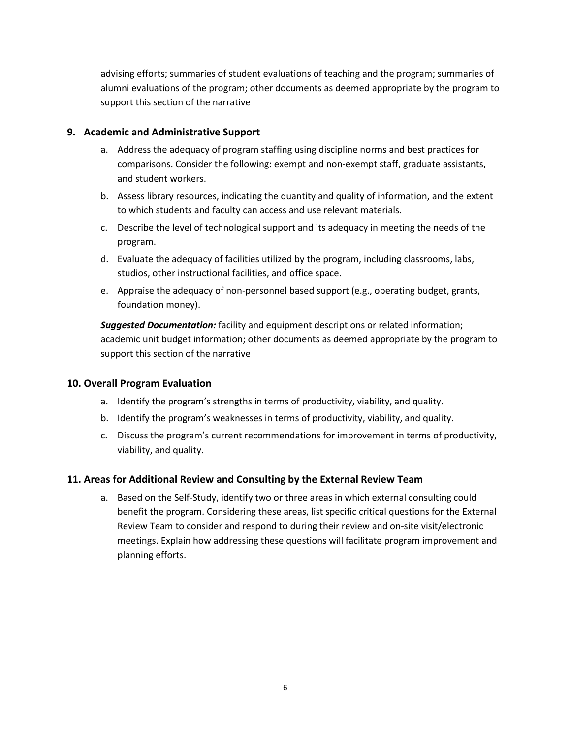advising efforts; summaries of student evaluations of teaching and the program; summaries of alumni evaluations of the program; other documents as deemed appropriate by the program to support this section of the narrative

### 9. Academic and Administrative Support

a. Address the adequacy of program staffing using discipline norms and best practices for comparisons. Consider the following: exempt and non-exempt staff, graduate assistants, and student workers.

b. Assess library resources, indicating the quantity and quality of information, and the extent to which students and faculty can access and use relevant materials.

c. Describe the level of technological support and its adequacy in meeting the needs of the program.

d. Evaluate the adequacy of facilities utilized by the program, including classrooms, labs, studios, other instructional facilities, and office space.

e. Appraise the adequacy of non-personnel based support (e.g., operating budget, grants, foundation money).

***Suggested Documentation:*** facility and equipment descriptions or related information; academic unit budget information; other documents as deemed appropriate by the program to support this section of the narrative

### 10. Overall Program Evaluation

a. Identify the program's strengths in terms of productivity, viability, and quality.

b. Identify the program's weaknesses in terms of productivity, viability, and quality.

c. Discuss the program's current recommendations for improvement in terms of productivity, viability, and quality.

### 11. Areas for Additional Review and Consulting by the External Review Team

a. Based on the Self-Study, identify two or three areas in which external consulting could benefit the program. Considering these areas, list specific critical questions for the External Review Team to consider and respond to during their review and on-site visit/electronic meetings. Explain how addressing these questions will facilitate program improvement and planning efforts.